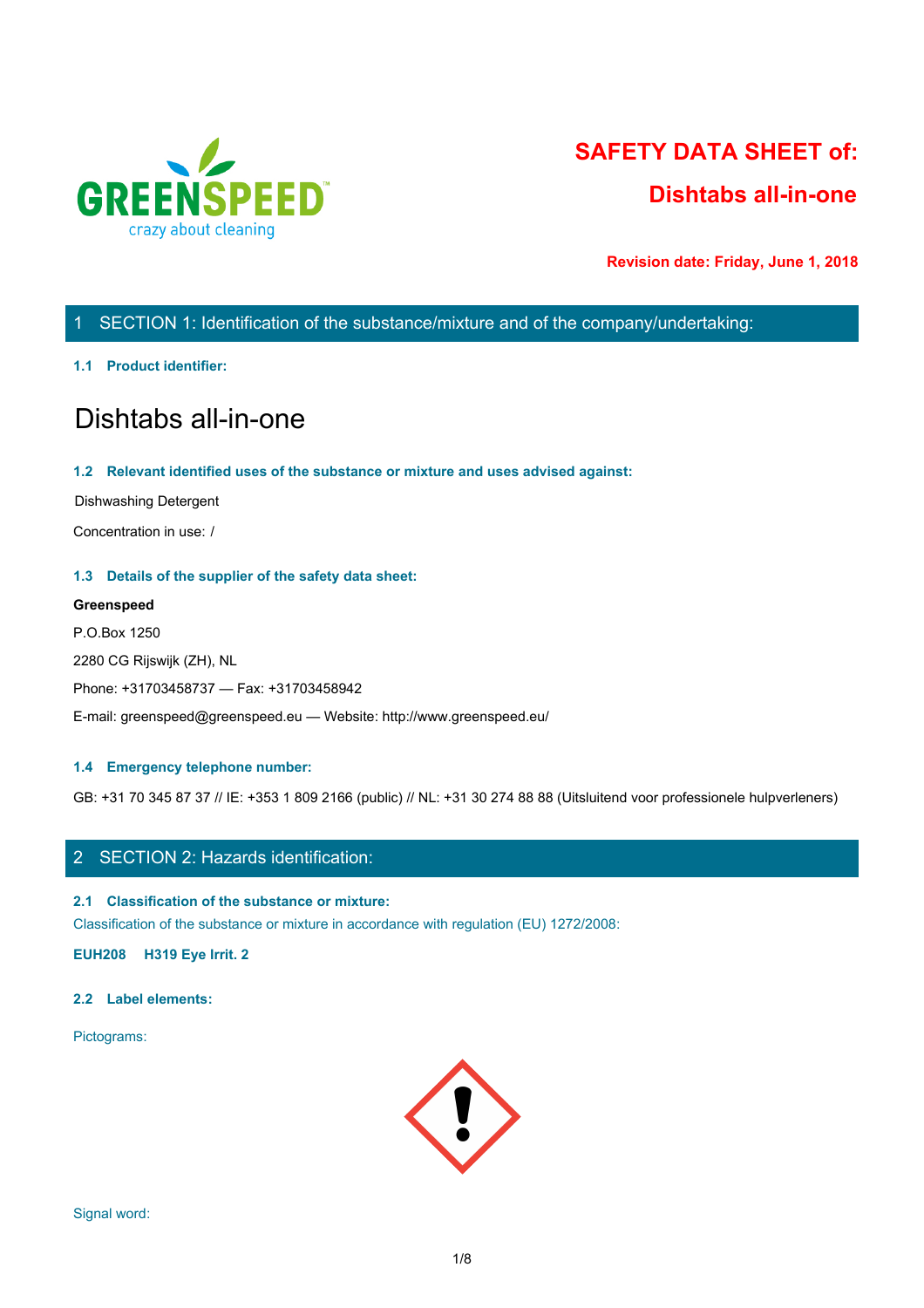GREENSPEED
crazy about cleaning

# SAFETY DATA SHEET of:

## Dishtabs all-in-one

**Revision date: Friday, June 1, 2018**

## 1 SECTION 1: Identification of the substance/mixture and of the company/undertaking:

### 1.1 Product identifier:

# Dishtabs all-in-one

### 1.2 Relevant identified uses of the substance or mixture and uses advised against:

Dishwashing Detergent

Concentration in use: /

### 1.3 Details of the supplier of the safety data sheet:

**Greenspeed**

P.O.Box 1250

2280 CG Rijswijk (ZH), NL

Phone: +31703458737 — Fax: +31703458942

E-mail: greenspeed@greenspeed.eu — Website: http://www.greenspeed.eu/

### 1.4 Emergency telephone number:

GB: +31 70 345 87 37 // IE: +353 1 809 2166 (public) // NL: +31 30 274 88 88 (Uitsluitend voor professionele hulpverleners)

## 2 SECTION 2: Hazards identification:

### 2.1 Classification of the substance or mixture:

Classification of the substance or mixture in accordance with regulation (EU) 1272/2008:

**EUH208 H319 Eye Irrit. 2**

### 2.2 Label elements:

Pictograms:

Signal word: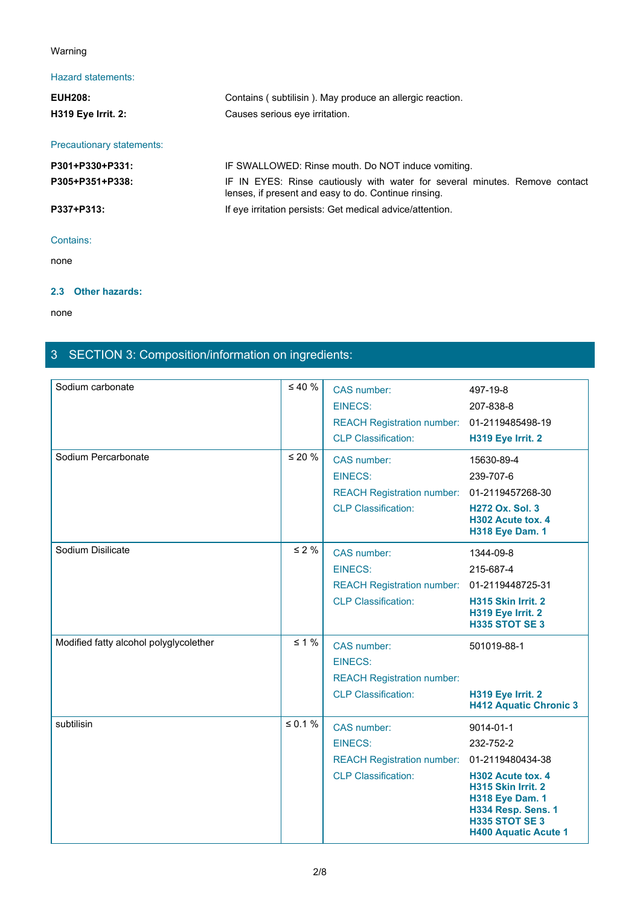Warning

Hazard statements:

| | |
|---|---|
| **EUH208:** | Contains ( subtilisin ). May produce an allergic reaction. |
| **H319 Eye Irrit. 2:** | Causes serious eye irritation. |

Precautionary statements:

| | |
|---|---|
| **P301+P330+P331:** | IF SWALLOWED: Rinse mouth. Do NOT induce vomiting. |
| **P305+P351+P338:** | IF IN EYES: Rinse cautiously with water for several minutes. Remove contact lenses, if present and easy to do. Continue rinsing. |
| **P337+P313:** | If eye irritation persists: Get medical advice/attention. |

Contains:

none

### 2.3 Other hazards:

none

## 3 SECTION 3: Composition/information on ingredients:

| Substance | Concentration | Identifier | Value |
|---|---|---|---|
| Sodium carbonate | ≤ 40 % | CAS number: | 497-19-8 |
| | | EINECS: | 207-838-8 |
| | | REACH Registration number: | 01-2119485498-19 |
| | | CLP Classification: | **H319 Eye Irrit. 2** |
| Sodium Percarbonate | ≤ 20 % | CAS number: | 15630-89-4 |
| | | EINECS: | 239-707-6 |
| | | REACH Registration number: | 01-2119457268-30 |
| | | CLP Classification: | **H272 Ox. Sol. 3**<br>**H302 Acute tox. 4**<br>**H318 Eye Dam. 1** |
| Sodium Disilicate | ≤ 2 % | CAS number: | 1344-09-8 |
| | | EINECS: | 215-687-4 |
| | | REACH Registration number: | 01-2119448725-31 |
| | | CLP Classification: | **H315 Skin Irrit. 2**<br>**H319 Eye Irrit. 2**<br>**H335 STOT SE 3** |
| Modified fatty alcohol polyglycolether | ≤ 1 % | CAS number: | 501019-88-1 |
| | | EINECS: | |
| | | REACH Registration number: | |
| | | CLP Classification: | **H319 Eye Irrit. 2**<br>**H412 Aquatic Chronic 3** |
| subtilisin | ≤ 0.1 % | CAS number: | 9014-01-1 |
| | | EINECS: | 232-752-2 |
| | | REACH Registration number: | 01-2119480434-38 |
| | | CLP Classification: | **H302 Acute tox. 4**<br>**H315 Skin Irrit. 2**<br>**H318 Eye Dam. 1**<br>**H334 Resp. Sens. 1**<br>**H335 STOT SE 3**<br>**H400 Aquatic Acute 1** |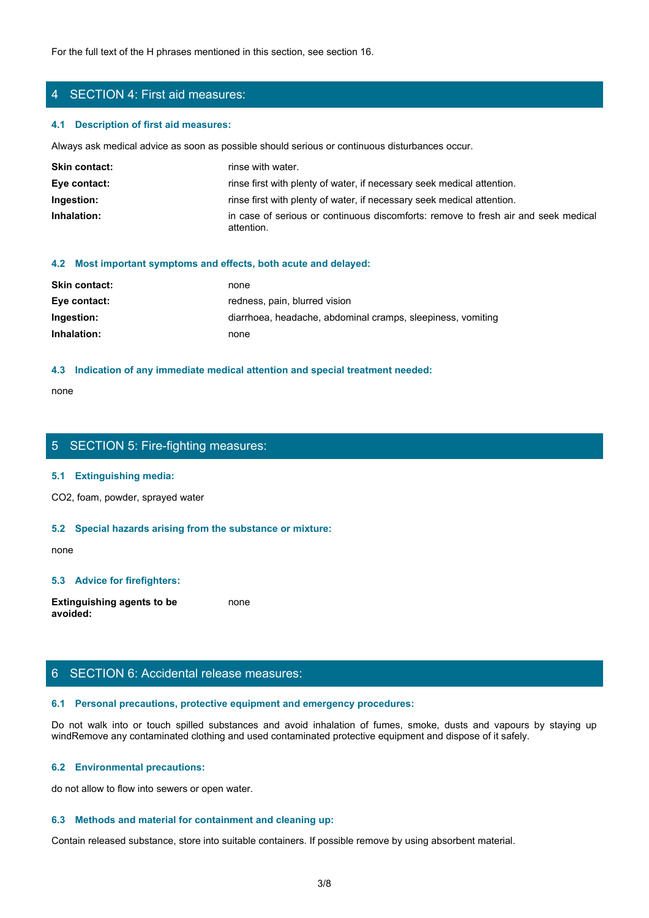For the full text of the H phrases mentioned in this section, see section 16.

## 4 SECTION 4: First aid measures:

### 4.1 Description of first aid measures:

Always ask medical advice as soon as possible should serious or continuous disturbances occur.

| | |
|---|---|
| **Skin contact:** | rinse with water. |
| **Eye contact:** | rinse first with plenty of water, if necessary seek medical attention. |
| **Ingestion:** | rinse first with plenty of water, if necessary seek medical attention. |
| **Inhalation:** | in case of serious or continuous discomforts: remove to fresh air and seek medical attention. |

### 4.2 Most important symptoms and effects, both acute and delayed:

| | |
|---|---|
| **Skin contact:** | none |
| **Eye contact:** | redness, pain, blurred vision |
| **Ingestion:** | diarrhoea, headache, abdominal cramps, sleepiness, vomiting |
| **Inhalation:** | none |

### 4.3 Indication of any immediate medical attention and special treatment needed:

none

## 5 SECTION 5: Fire-fighting measures:

### 5.1 Extinguishing media:

$CO_2$, foam, powder, sprayed water

### 5.2 Special hazards arising from the substance or mixture:

none

### 5.3 Advice for firefighters:

| | |
|---|---|
| **Extinguishing agents to be avoided:** | none |

## 6 SECTION 6: Accidental release measures:

### 6.1 Personal precautions, protective equipment and emergency procedures:

Do not walk into or touch spilled substances and avoid inhalation of fumes, smoke, dusts and vapours by staying up windRemove any contaminated clothing and used contaminated protective equipment and dispose of it safely.

### 6.2 Environmental precautions:

do not allow to flow into sewers or open water.

### 6.3 Methods and material for containment and cleaning up:

Contain released substance, store into suitable containers. If possible remove by using absorbent material.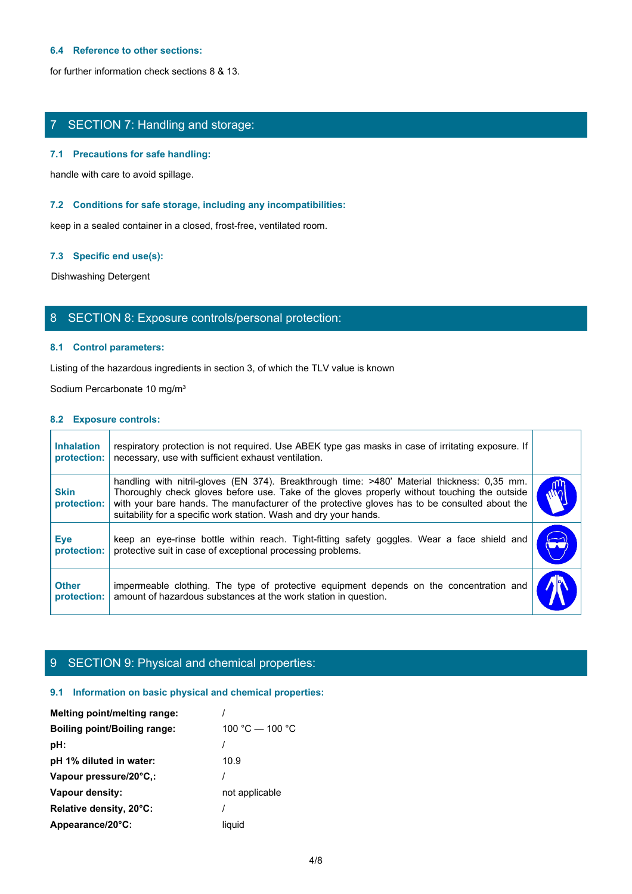### 6.4 Reference to other sections:

for further information check sections 8 & 13.

## 7 SECTION 7: Handling and storage:

### 7.1 Precautions for safe handling:

handle with care to avoid spillage.

### 7.2 Conditions for safe storage, including any incompatibilities:

keep in a sealed container in a closed, frost-free, ventilated room.

### 7.3 Specific end use(s):

Dishwashing Detergent

## 8 SECTION 8: Exposure controls/personal protection:

### 8.1 Control parameters:

Listing of the hazardous ingredients in section 3, of which the TLV value is known

Sodium Percarbonate 10 mg/m³

### 8.2 Exposure controls:

| | | |
|---|---|---|
| **Inhalation protection:** | respiratory protection is not required. Use ABEK type gas masks in case of irritating exposure. If necessary, use with sufficient exhaust ventilation. | |
| **Skin protection:** | handling with nitril-gloves (EN 374). Breakthrough time: >480' Material thickness: 0,35 mm. Thoroughly check gloves before use. Take of the gloves properly without touching the outside with your bare hands. The manufacturer of the protective gloves has to be consulted about the suitability for a specific work station. Wash and dry your hands. | |
| **Eye protection:** | keep an eye-rinse bottle within reach. Tight-fitting safety goggles. Wear a face shield and protective suit in case of exceptional processing problems. | |
| **Other protection:** | impermeable clothing. The type of protective equipment depends on the concentration and amount of hazardous substances at the work station in question. | |

## 9 SECTION 9: Physical and chemical properties:

### 9.1 Information on basic physical and chemical properties:

| | |
|---|---|
| **Melting point/melting range:** | / |
| **Boiling point/Boiling range:** | 100 °C — 100 °C |
| **pH:** | / |
| **pH 1% diluted in water:** | 10.9 |
| **Vapour pressure/20°C,:** | / |
| **Vapour density:** | not applicable |
| **Relative density, 20°C:** | / |
| **Appearance/20°C:** | liquid |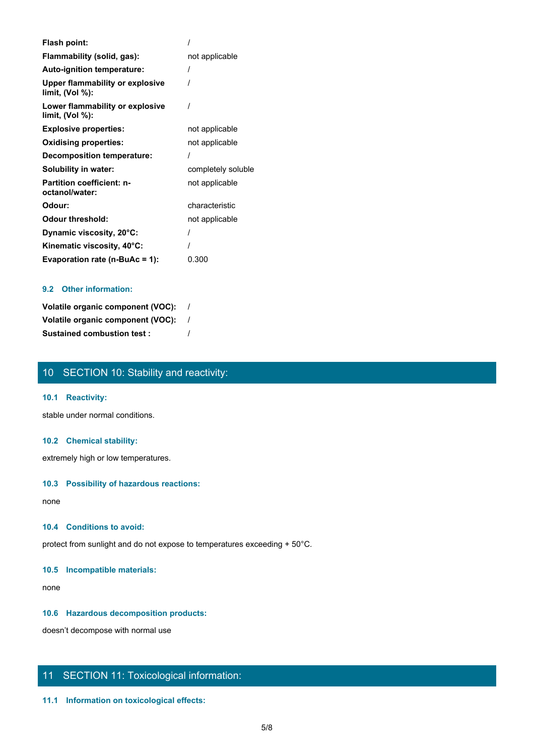| | |
|---|---|
| **Flash point:** | / |
| **Flammability (solid, gas):** | not applicable |
| **Auto-ignition temperature:** | / |
| **Upper flammability or explosive limit, (Vol %):** | / |
| **Lower flammability or explosive limit, (Vol %):** | / |
| **Explosive properties:** | not applicable |
| **Oxidising properties:** | not applicable |
| **Decomposition temperature:** | / |
| **Solubility in water:** | completely soluble |
| **Partition coefficient: n-octanol/water:** | not applicable |
| **Odour:** | characteristic |
| **Odour threshold:** | not applicable |
| **Dynamic viscosity, 20°C:** | / |
| **Kinematic viscosity, 40°C:** | / |
| **Evaporation rate (n-BuAc = 1):** | 0.300 |

### 9.2 Other information:

| | |
|---|---|
| **Volatile organic component (VOC):** | / |
| **Volatile organic component (VOC):** | / |
| **Sustained combustion test :** | / |

## 10 SECTION 10: Stability and reactivity:

### 10.1 Reactivity:

stable under normal conditions.

### 10.2 Chemical stability:

extremely high or low temperatures.

### 10.3 Possibility of hazardous reactions:

none

### 10.4 Conditions to avoid:

protect from sunlight and do not expose to temperatures exceeding + 50°C.

### 10.5 Incompatible materials:

none

### 10.6 Hazardous decomposition products:

doesn't decompose with normal use

## 11 SECTION 11: Toxicological information:

### 11.1 Information on toxicological effects: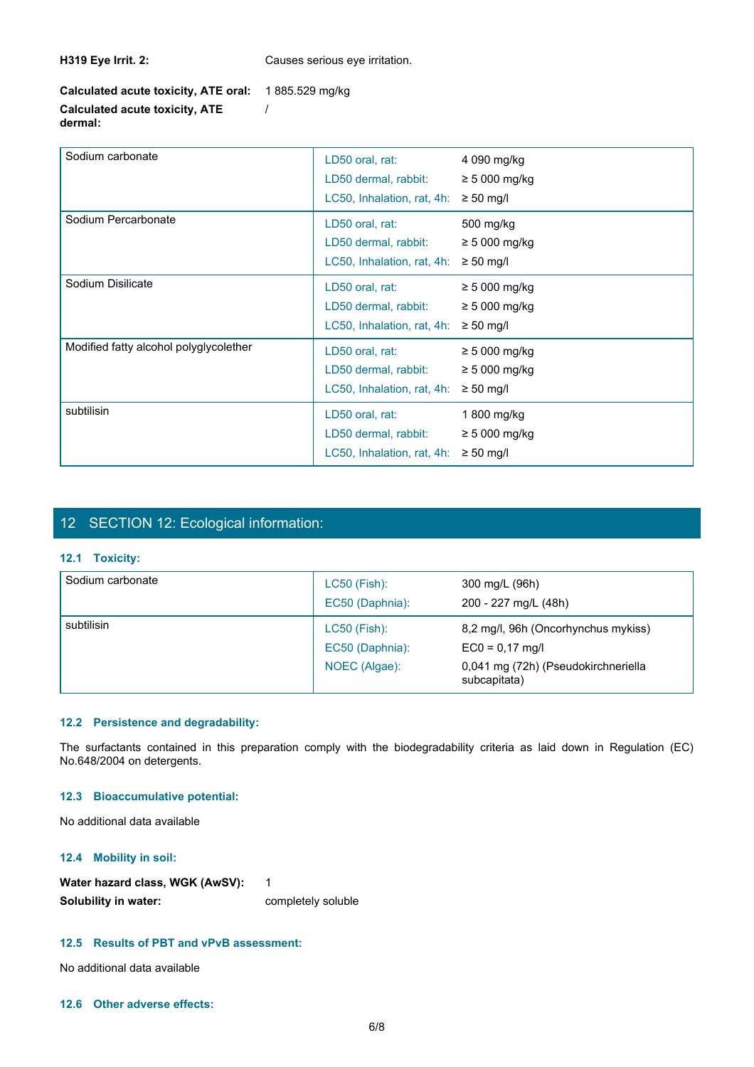**H319 Eye Irrit. 2:** Causes serious eye irritation.

**Calculated acute toxicity, ATE oral:** 1 885.529 mg/kg

**Calculated acute toxicity, ATE dermal:** /

| Substance | Test | Value |
|---|---|---|
| Sodium carbonate | LD50 oral, rat:<br>LD50 dermal, rabbit:<br>LC50, Inhalation, rat, 4h: | 4 090 mg/kg<br>≥ 5 000 mg/kg<br>≥ 50 mg/l |
| Sodium Percarbonate | LD50 oral, rat:<br>LD50 dermal, rabbit:<br>LC50, Inhalation, rat, 4h: | 500 mg/kg<br>≥ 5 000 mg/kg<br>≥ 50 mg/l |
| Sodium Disilicate | LD50 oral, rat:<br>LD50 dermal, rabbit:<br>LC50, Inhalation, rat, 4h: | ≥ 5 000 mg/kg<br>≥ 5 000 mg/kg<br>≥ 50 mg/l |
| Modified fatty alcohol polyglycolether | LD50 oral, rat:<br>LD50 dermal, rabbit:<br>LC50, Inhalation, rat, 4h: | ≥ 5 000 mg/kg<br>≥ 5 000 mg/kg<br>≥ 50 mg/l |
| subtilisin | LD50 oral, rat:<br>LD50 dermal, rabbit:<br>LC50, Inhalation, rat, 4h: | 1 800 mg/kg<br>≥ 5 000 mg/kg<br>≥ 50 mg/l |

## 12 SECTION 12: Ecological information:

### 12.1 Toxicity:

| Substance | Test | Value |
|---|---|---|
| Sodium carbonate | LC50 (Fish):<br>EC50 (Daphnia): | 300 mg/L (96h)<br>200 - 227 mg/L (48h) |
| subtilisin | LC50 (Fish):<br>EC50 (Daphnia):<br>NOEC (Algae): | 8,2 mg/l, 96h (Oncorhynchus mykiss)<br>EC0 = 0,17 mg/l<br>0,041 mg (72h) (Pseudokirchneriella subcapitata) |

### 12.2 Persistence and degradability:

The surfactants contained in this preparation comply with the biodegradability criteria as laid down in Regulation (EC) No.648/2004 on detergents.

### 12.3 Bioaccumulative potential:

No additional data available

### 12.4 Mobility in soil:

**Water hazard class, WGK (AwSV):** 1

**Solubility in water:** completely soluble

### 12.5 Results of PBT and vPvB assessment:

No additional data available

### 12.6 Other adverse effects: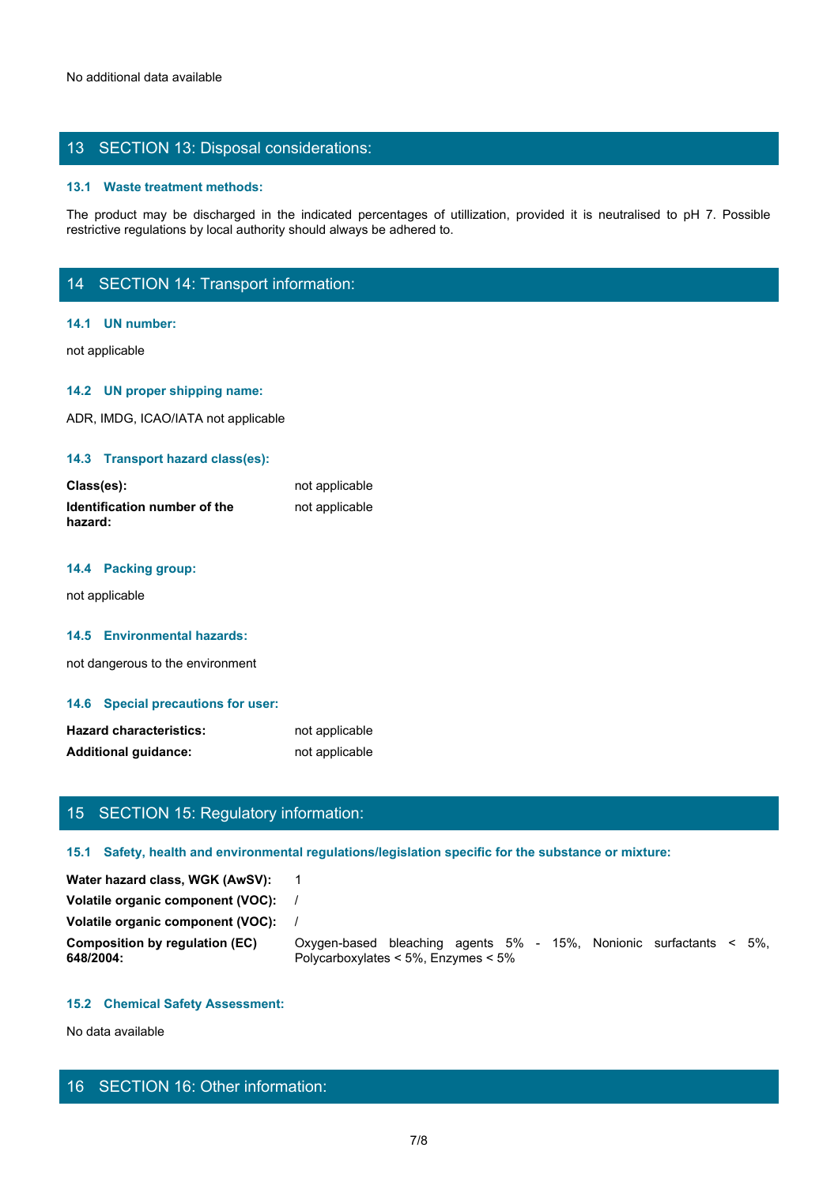No additional data available

## 13 SECTION 13: Disposal considerations:

### 13.1 Waste treatment methods:

The product may be discharged in the indicated percentages of utillization, provided it is neutralised to pH 7. Possible restrictive regulations by local authority should always be adhered to.

## 14 SECTION 14: Transport information:

### 14.1 UN number:

not applicable

### 14.2 UN proper shipping name:

ADR, IMDG, ICAO/IATA not applicable

### 14.3 Transport hazard class(es):

| | |
|---|---|
| **Class(es):** | not applicable |
| **Identification number of the hazard:** | not applicable |

### 14.4 Packing group:

not applicable

### 14.5 Environmental hazards:

not dangerous to the environment

### 14.6 Special precautions for user:

| | |
|---|---|
| **Hazard characteristics:** | not applicable |
| **Additional guidance:** | not applicable |

## 15 SECTION 15: Regulatory information:

### 15.1 Safety, health and environmental regulations/legislation specific for the substance or mixture:

| | |
|---|---|
| **Water hazard class, WGK (AwSV):** | 1 |
| **Volatile organic component (VOC):** | / |
| **Volatile organic component (VOC):** | / |
| **Composition by regulation (EC) 648/2004:** | Oxygen-based bleaching agents 5% - 15%, Nonionic surfactants < 5%, Polycarboxylates < 5%, Enzymes < 5% |

### 15.2 Chemical Safety Assessment:

No data available

## 16 SECTION 16: Other information: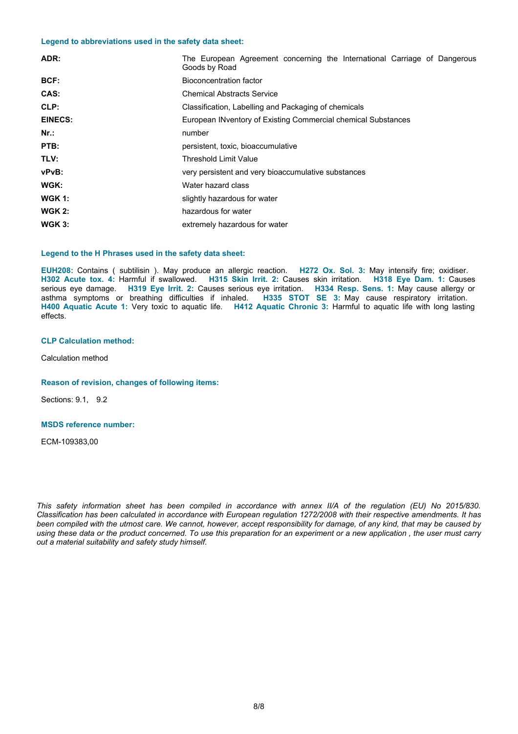### Legend to abbreviations used in the safety data sheet:

| | |
|---|---|
| **ADR:** | The European Agreement concerning the International Carriage of Dangerous Goods by Road |
| **BCF:** | Bioconcentration factor |
| **CAS:** | Chemical Abstracts Service |
| **CLP:** | Classification, Labelling and Packaging of chemicals |
| **EINECS:** | European INventory of Existing Commercial chemical Substances |
| **Nr.:** | number |
| **PTB:** | persistent, toxic, bioaccumulative |
| **TLV:** | Threshold Limit Value |
| **vPvB:** | very persistent and very bioaccumulative substances |
| **WGK:** | Water hazard class |
| **WGK 1:** | slightly hazardous for water |
| **WGK 2:** | hazardous for water |
| **WGK 3:** | extremely hazardous for water |

### Legend to the H Phrases used in the safety data sheet:

**EUH208:** Contains ( subtilisin ). May produce an allergic reaction. **H272 Ox. Sol. 3:** May intensify fire; oxidiser. **H302 Acute tox. 4:** Harmful if swallowed. **H315 Skin Irrit. 2:** Causes skin irritation. **H318 Eye Dam. 1:** Causes serious eye damage. **H319 Eye Irrit. 2:** Causes serious eye irritation. **H334 Resp. Sens. 1:** May cause allergy or asthma symptoms or breathing difficulties if inhaled. **H335 STOT SE 3:** May cause respiratory irritation. **H400 Aquatic Acute 1:** Very toxic to aquatic life. **H412 Aquatic Chronic 3:** Harmful to aquatic life with long lasting effects.

### CLP Calculation method:

Calculation method

### Reason of revision, changes of following items:

Sections: 9.1, 9.2

### MSDS reference number:

ECM-109383,00

*This safety information sheet has been compiled in accordance with annex II/A of the regulation (EU) No 2015/830. Classification has been calculated in accordance with European regulation 1272/2008 with their respective amendments. It has been compiled with the utmost care. We cannot, however, accept responsibility for damage, of any kind, that may be caused by using these data or the product concerned. To use this preparation for an experiment or a new application , the user must carry out a material suitability and safety study himself.*